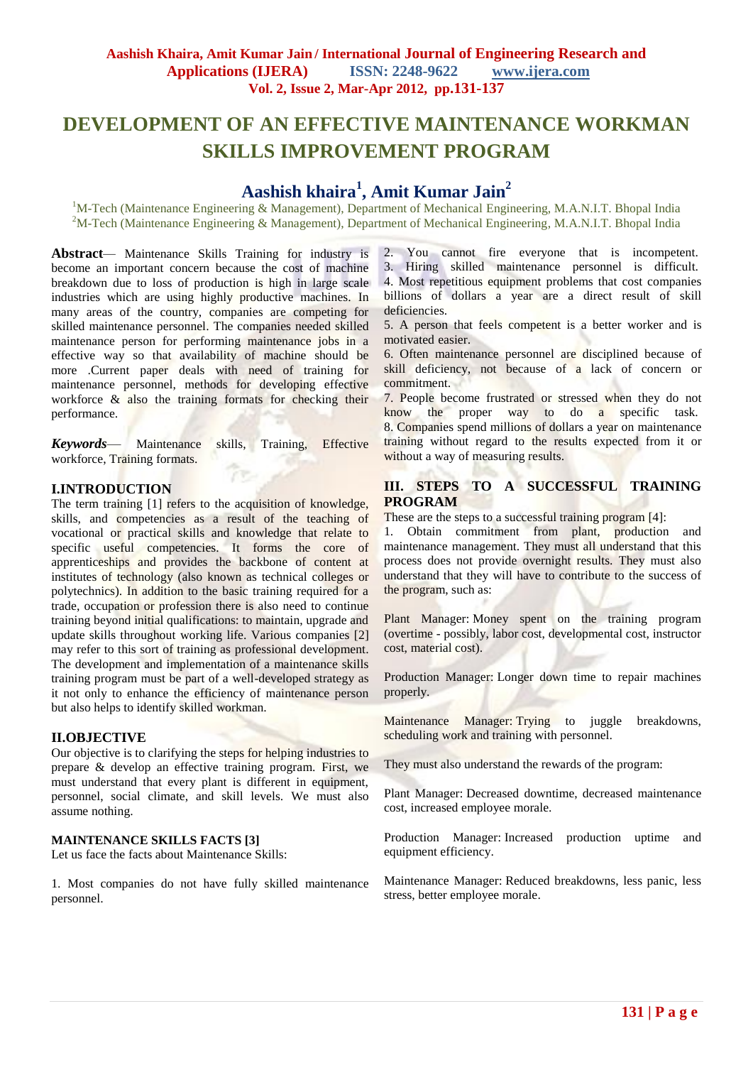# DEVELOPMENT OF AN EFFECTIVE MAINTENANCE WORKMAN SKILLS IMPROVEMENT PROGRAM

## Aashish khaira[1], Amit Kumar Jain[2]

[1]M-Tech (Maintenance Engineering & Management), Department of Mechanical Engineering, M.A.N.I.T. Bhopal India
[2]M-Tech (Maintenance Engineering & Management), Department of Mechanical Engineering, M.A.N.I.T. Bhopal India

**Abstract**— Maintenance Skills Training for industry is become an important concern because the cost of machine breakdown due to loss of production is high in large scale industries which are using highly productive machines. In many areas of the country, companies are competing for skilled maintenance personnel. The companies needed skilled maintenance person for performing maintenance jobs in a effective way so that availability of machine should be more .Current paper deals with need of training for maintenance personnel, methods for developing effective workforce & also the training formats for checking their performance.

***Keywords***— Maintenance skills, Training, Effective workforce, Training formats.

## I.INTRODUCTION

The term training [1] refers to the acquisition of knowledge, skills, and competencies as a result of the teaching of vocational or practical skills and knowledge that relate to specific useful competencies. It forms the core of apprenticeships and provides the backbone of content at institutes of technology (also known as technical colleges or polytechnics). In addition to the basic training required for a trade, occupation or profession there is also need to continue training beyond initial qualifications: to maintain, upgrade and update skills throughout working life. Various companies [2] may refer to this sort of training as professional development. The development and implementation of a maintenance skills training program must be part of a well-developed strategy as it not only to enhance the efficiency of maintenance person but also helps to identify skilled workman.

## II.OBJECTIVE

Our objective is to clarifying the steps for helping industries to prepare & develop an effective training program. First, we must understand that every plant is different in equipment, personnel, social climate, and skill levels. We must also assume nothing.

### MAINTENANCE SKILLS FACTS [3]

Let us face the facts about Maintenance Skills:

1. Most companies do not have fully skilled maintenance personnel.
2. You cannot fire everyone that is incompetent.
3. Hiring skilled maintenance personnel is difficult.
4. Most repetitious equipment problems that cost companies billions of dollars a year are a direct result of skill deficiencies.
5. A person that feels competent is a better worker and is motivated easier.
6. Often maintenance personnel are disciplined because of skill deficiency, not because of a lack of concern or commitment.
7. People become frustrated or stressed when they do not know the proper way to do a specific task.
8. Companies spend millions of dollars a year on maintenance training without regard to the results expected from it or without a way of measuring results.

## III. STEPS TO A SUCCESSFUL TRAINING PROGRAM

These are the steps to a successful training program [4]:

1. Obtain commitment from plant, production and maintenance management. They must all understand that this process does not provide overnight results. They must also understand that they will have to contribute to the success of the program, such as:

Plant Manager: Money spent on the training program (overtime - possibly, labor cost, developmental cost, instructor cost, material cost).

Production Manager: Longer down time to repair machines properly.

Maintenance Manager: Trying to juggle breakdowns, scheduling work and training with personnel.

They must also understand the rewards of the program:

Plant Manager: Decreased downtime, decreased maintenance cost, increased employee morale.

Production Manager: Increased production uptime and equipment efficiency.

Maintenance Manager: Reduced breakdowns, less panic, less stress, better employee morale.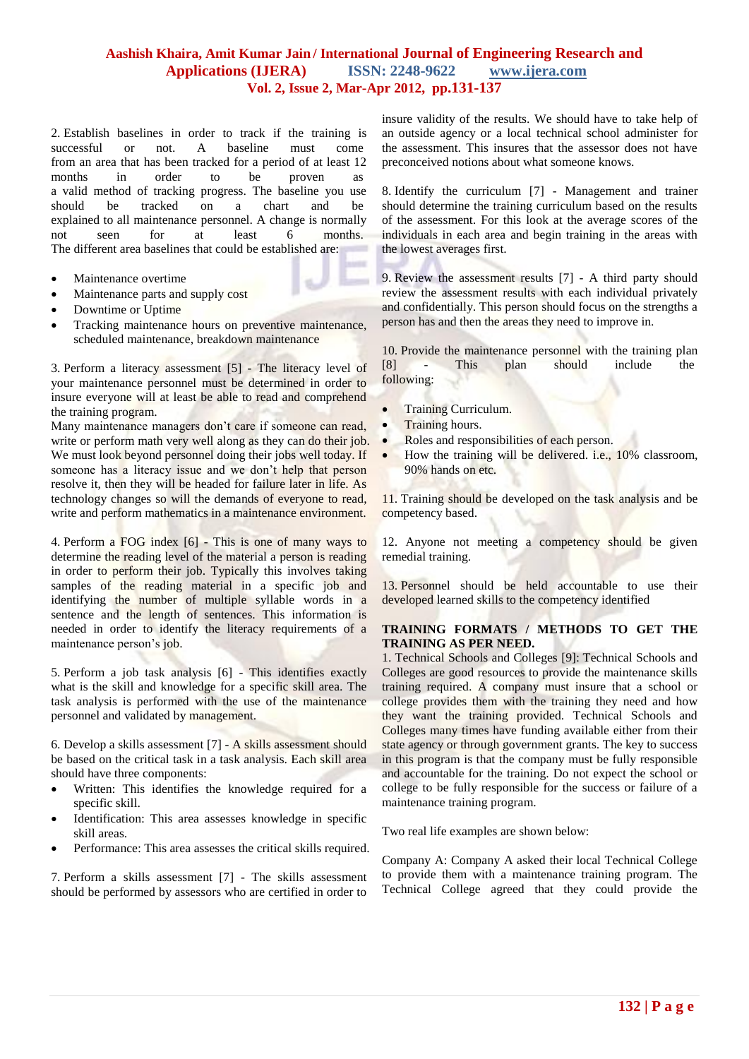2. Establish baselines in order to track if the training is successful or not. A baseline must come from an area that has been tracked for a period of at least 12 months in order to be proven as a valid method of tracking progress. The baseline you use should be tracked on a chart and be explained to all maintenance personnel. A change is normally not seen for at least 6 months. The different area baselines that could be established are:

- Maintenance overtime
- Maintenance parts and supply cost
- Downtime or Uptime
- Tracking maintenance hours on preventive maintenance, scheduled maintenance, breakdown maintenance

3. Perform a literacy assessment [5] - The literacy level of your maintenance personnel must be determined in order to insure everyone will at least be able to read and comprehend the training program.

Many maintenance managers don't care if someone can read, write or perform math very well along as they can do their job. We must look beyond personnel doing their jobs well today. If someone has a literacy issue and we don't help that person resolve it, then they will be headed for failure later in life. As technology changes so will the demands of everyone to read, write and perform mathematics in a maintenance environment.

4. Perform a FOG index [6] - This is one of many ways to determine the reading level of the material a person is reading in order to perform their job. Typically this involves taking samples of the reading material in a specific job and identifying the number of multiple syllable words in a sentence and the length of sentences. This information is needed in order to identify the literacy requirements of a maintenance person's job.

5. Perform a job task analysis [6] - This identifies exactly what is the skill and knowledge for a specific skill area. The task analysis is performed with the use of the maintenance personnel and validated by management.

6. Develop a skills assessment [7] - A skills assessment should be based on the critical task in a task analysis. Each skill area should have three components:

- Written: This identifies the knowledge required for a specific skill.
- Identification: This area assesses knowledge in specific skill areas.
- Performance: This area assesses the critical skills required.

7. Perform a skills assessment [7] - The skills assessment should be performed by assessors who are certified in order to insure validity of the results. We should have to take help of an outside agency or a local technical school administer for the assessment. This insures that the assessor does not have preconceived notions about what someone knows.

8. Identify the curriculum [7] - Management and trainer should determine the training curriculum based on the results of the assessment. For this look at the average scores of the individuals in each area and begin training in the areas with the lowest averages first.

9. Review the assessment results [7] - A third party should review the assessment results with each individual privately and confidentially. This person should focus on the strengths a person has and then the areas they need to improve in.

10. Provide the maintenance personnel with the training plan [8] - This plan should include the following:

- Training Curriculum.
- Training hours.
- Roles and responsibilities of each person.
- How the training will be delivered. i.e., 10% classroom, 90% hands on etc.

11. Training should be developed on the task analysis and be competency based.

12. Anyone not meeting a competency should be given remedial training.

13. Personnel should be held accountable to use their developed learned skills to the competency identified

**TRAINING FORMATS / METHODS TO GET THE TRAINING AS PER NEED.**

1. Technical Schools and Colleges [9]: Technical Schools and Colleges are good resources to provide the maintenance skills training required. A company must insure that a school or college provides them with the training they need and how they want the training provided. Technical Schools and Colleges many times have funding available either from their state agency or through government grants. The key to success in this program is that the company must be fully responsible and accountable for the training. Do not expect the school or college to be fully responsible for the success or failure of a maintenance training program.

Two real life examples are shown below:

Company A: Company A asked their local Technical College to provide them with a maintenance training program. The Technical College agreed that they could provide the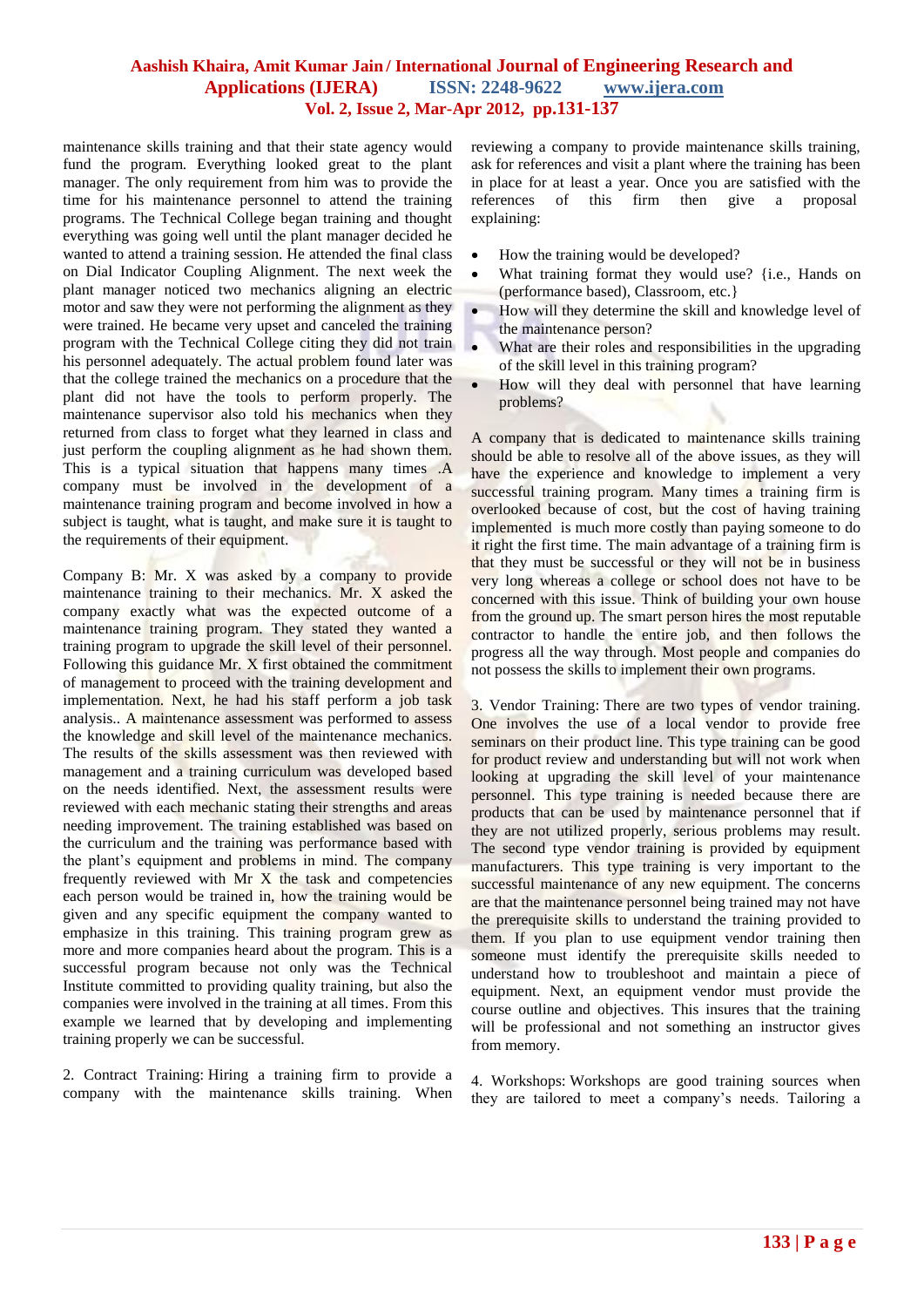maintenance skills training and that their state agency would fund the program. Everything looked great to the plant manager. The only requirement from him was to provide the time for his maintenance personnel to attend the training programs. The Technical College began training and thought everything was going well until the plant manager decided he wanted to attend a training session. He attended the final class on Dial Indicator Coupling Alignment. The next week the plant manager noticed two mechanics aligning an electric motor and saw they were not performing the alignment as they were trained. He became very upset and canceled the training program with the Technical College citing they did not train his personnel adequately. The actual problem found later was that the college trained the mechanics on a procedure that the plant did not have the tools to perform properly. The maintenance supervisor also told his mechanics when they returned from class to forget what they learned in class and just perform the coupling alignment as he had shown them. This is a typical situation that happens many times .A company must be involved in the development of a maintenance training program and become involved in how a subject is taught, what is taught, and make sure it is taught to the requirements of their equipment.

Company B: Mr. X was asked by a company to provide maintenance training to their mechanics. Mr. X asked the company exactly what was the expected outcome of a maintenance training program. They stated they wanted a training program to upgrade the skill level of their personnel. Following this guidance Mr. X first obtained the commitment of management to proceed with the training development and implementation. Next, he had his staff perform a job task analysis.. A maintenance assessment was performed to assess the knowledge and skill level of the maintenance mechanics. The results of the skills assessment was then reviewed with management and a training curriculum was developed based on the needs identified. Next, the assessment results were reviewed with each mechanic stating their strengths and areas needing improvement. The training established was based on the curriculum and the training was performance based with the plant's equipment and problems in mind. The company frequently reviewed with Mr X the task and competencies each person would be trained in, how the training would be given and any specific equipment the company wanted to emphasize in this training. This training program grew as more and more companies heard about the program. This is a successful program because not only was the Technical Institute committed to providing quality training, but also the companies were involved in the training at all times. From this example we learned that by developing and implementing training properly we can be successful.

2. Contract Training: Hiring a training firm to provide a company with the maintenance skills training. When reviewing a company to provide maintenance skills training, ask for references and visit a plant where the training has been in place for at least a year. Once you are satisfied with the references of this firm then give a proposal explaining:

- How the training would be developed?
- What training format they would use? {i.e., Hands on (performance based), Classroom, etc.}
- How will they determine the skill and knowledge level of the maintenance person?
- What are their roles and responsibilities in the upgrading of the skill level in this training program?
- How will they deal with personnel that have learning problems?

A company that is dedicated to maintenance skills training should be able to resolve all of the above issues, as they will have the experience and knowledge to implement a very successful training program. Many times a training firm is overlooked because of cost, but the cost of having training implemented is much more costly than paying someone to do it right the first time. The main advantage of a training firm is that they must be successful or they will not be in business very long whereas a college or school does not have to be concerned with this issue. Think of building your own house from the ground up. The smart person hires the most reputable contractor to handle the entire job, and then follows the progress all the way through. Most people and companies do not possess the skills to implement their own programs.

3. Vendor Training: There are two types of vendor training. One involves the use of a local vendor to provide free seminars on their product line. This type training can be good for product review and understanding but will not work when looking at upgrading the skill level of your maintenance personnel. This type training is needed because there are products that can be used by maintenance personnel that if they are not utilized properly, serious problems may result. The second type vendor training is provided by equipment manufacturers. This type training is very important to the successful maintenance of any new equipment. The concerns are that the maintenance personnel being trained may not have the prerequisite skills to understand the training provided to them. If you plan to use equipment vendor training then someone must identify the prerequisite skills needed to understand how to troubleshoot and maintain a piece of equipment. Next, an equipment vendor must provide the course outline and objectives. This insures that the training will be professional and not something an instructor gives from memory.

4. Workshops: Workshops are good training sources when they are tailored to meet a company's needs. Tailoring a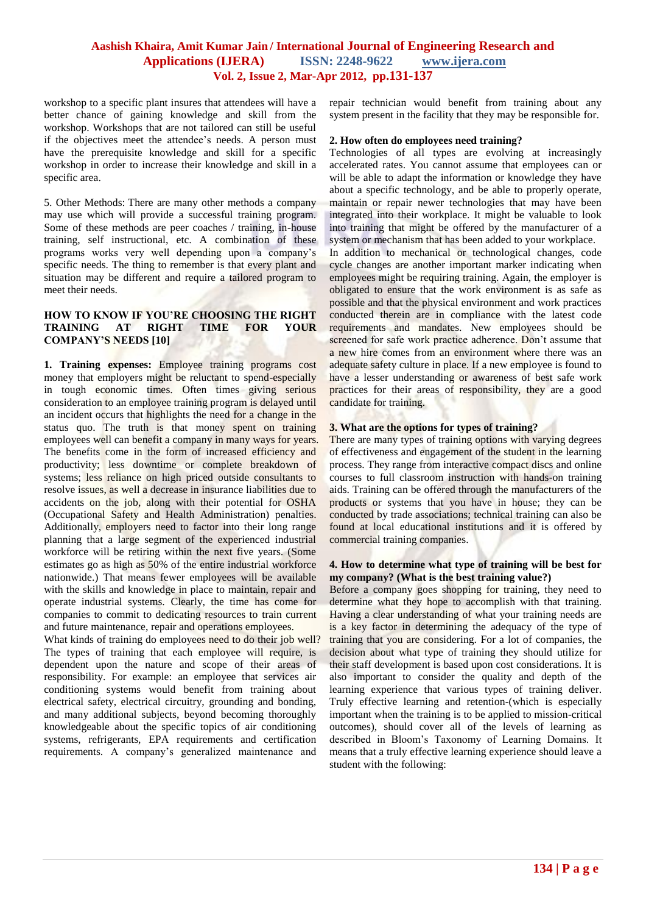workshop to a specific plant insures that attendees will have a better chance of gaining knowledge and skill from the workshop. Workshops that are not tailored can still be useful if the objectives meet the attendee's needs. A person must have the prerequisite knowledge and skill for a specific workshop in order to increase their knowledge and skill in a specific area.

5. Other Methods: There are many other methods a company may use which will provide a successful training program. Some of these methods are peer coaches / training, in-house training, self instructional, etc. A combination of these programs works very well depending upon a company's specific needs. The thing to remember is that every plant and situation may be different and require a tailored program to meet their needs.

## HOW TO KNOW IF YOU'RE CHOOSING THE RIGHT TRAINING AT RIGHT TIME FOR YOUR COMPANY'S NEEDS [10]

**1. Training expenses:** Employee training programs cost money that employers might be reluctant to spend-especially in tough economic times. Often times giving serious consideration to an employee training program is delayed until an incident occurs that highlights the need for a change in the status quo. The truth is that money spent on training employees well can benefit a company in many ways for years. The benefits come in the form of increased efficiency and productivity; less downtime or complete breakdown of systems; less reliance on high priced outside consultants to resolve issues, as well a decrease in insurance liabilities due to accidents on the job, along with their potential for OSHA (Occupational Safety and Health Administration) penalties. Additionally, employers need to factor into their long range planning that a large segment of the experienced industrial workforce will be retiring within the next five years. (Some estimates go as high as 50% of the entire industrial workforce nationwide.) That means fewer employees will be available with the skills and knowledge in place to maintain, repair and operate industrial systems. Clearly, the time has come for companies to commit to dedicating resources to train current and future maintenance, repair and operations employees.

What kinds of training do employees need to do their job well? The types of training that each employee will require, is dependent upon the nature and scope of their areas of responsibility. For example: an employee that services air conditioning systems would benefit from training about electrical safety, electrical circuitry, grounding and bonding, and many additional subjects, beyond becoming thoroughly knowledgeable about the specific topics of air conditioning systems, refrigerants, EPA requirements and certification requirements. A company's generalized maintenance and repair technician would benefit from training about any system present in the facility that they may be responsible for.

**2. How often do employees need training?**

Technologies of all types are evolving at increasingly accelerated rates. You cannot assume that employees can or will be able to adapt the information or knowledge they have about a specific technology, and be able to properly operate, maintain or repair newer technologies that may have been integrated into their workplace. It might be valuable to look into training that might be offered by the manufacturer of a system or mechanism that has been added to your workplace.

In addition to mechanical or technological changes, code cycle changes are another important marker indicating when employees might be requiring training. Again, the employer is obligated to ensure that the work environment is as safe as possible and that the physical environment and work practices conducted therein are in compliance with the latest code requirements and mandates. New employees should be screened for safe work practice adherence. Don't assume that a new hire comes from an environment where there was an adequate safety culture in place. If a new employee is found to have a lesser understanding or awareness of best safe work practices for their areas of responsibility, they are a good candidate for training.

**3. What are the options for types of training?**

There are many types of training options with varying degrees of effectiveness and engagement of the student in the learning process. They range from interactive compact discs and online courses to full classroom instruction with hands-on training aids. Training can be offered through the manufacturers of the products or systems that you have in house; they can be conducted by trade associations; technical training can also be found at local educational institutions and it is offered by commercial training companies.

**4. How to determine what type of training will be best for my company? (What is the best training value?)**

Before a company goes shopping for training, they need to determine what they hope to accomplish with that training. Having a clear understanding of what your training needs are is a key factor in determining the adequacy of the type of training that you are considering. For a lot of companies, the decision about what type of training they should utilize for their staff development is based upon cost considerations. It is also important to consider the quality and depth of the learning experience that various types of training deliver. Truly effective learning and retention-(which is especially important when the training is to be applied to mission-critical outcomes), should cover all of the levels of learning as described in Bloom's Taxonomy of Learning Domains. It means that a truly effective learning experience should leave a student with the following: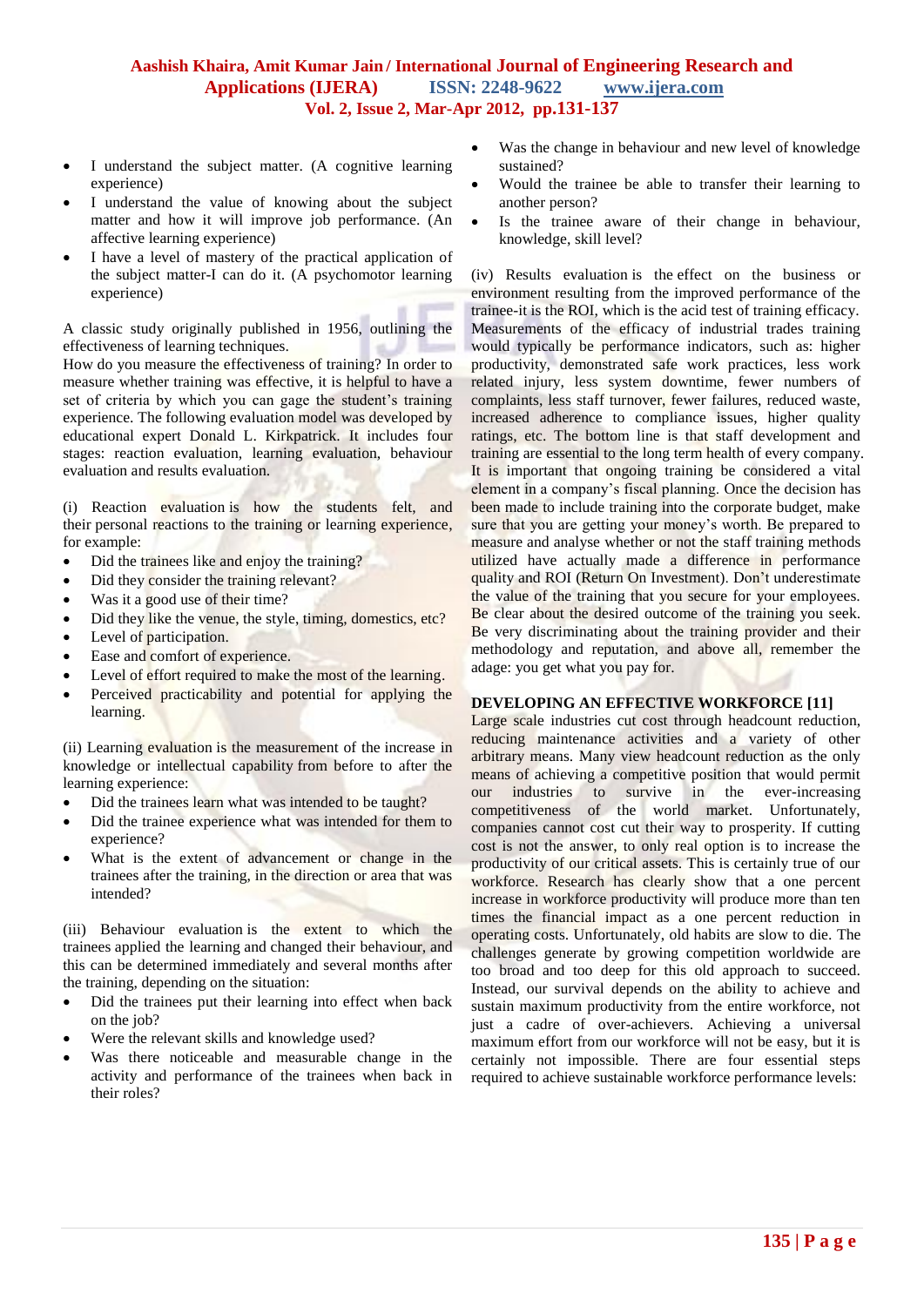- I understand the subject matter. (A cognitive learning experience)
- I understand the value of knowing about the subject matter and how it will improve job performance. (An affective learning experience)
- I have a level of mastery of the practical application of the subject matter-I can do it. (A psychomotor learning experience)

A classic study originally published in 1956, outlining the effectiveness of learning techniques.
How do you measure the effectiveness of training? In order to measure whether training was effective, it is helpful to have a set of criteria by which you can gage the student's training experience. The following evaluation model was developed by educational expert Donald L. Kirkpatrick. It includes four stages: reaction evaluation, learning evaluation, behaviour evaluation and results evaluation.

(i) Reaction evaluation is how the students felt, and their personal reactions to the training or learning experience, for example:

- Did the trainees like and enjoy the training?
- Did they consider the training relevant?
- Was it a good use of their time?
- Did they like the venue, the style, timing, domestics, etc?
- Level of participation.
- Ease and comfort of experience.
- Level of effort required to make the most of the learning.
- Perceived practicability and potential for applying the learning.

(ii) Learning evaluation is the measurement of the increase in knowledge or intellectual capability from before to after the learning experience:

- Did the trainees learn what was intended to be taught?
- Did the trainee experience what was intended for them to experience?
- What is the extent of advancement or change in the trainees after the training, in the direction or area that was intended?

(iii) Behaviour evaluation is the extent to which the trainees applied the learning and changed their behaviour, and this can be determined immediately and several months after the training, depending on the situation:

- Did the trainees put their learning into effect when back on the job?
- Were the relevant skills and knowledge used?
- Was there noticeable and measurable change in the activity and performance of the trainees when back in their roles?
- Was the change in behaviour and new level of knowledge sustained?
- Would the trainee be able to transfer their learning to another person?
- Is the trainee aware of their change in behaviour, knowledge, skill level?

(iv) Results evaluation is the effect on the business or environment resulting from the improved performance of the trainee-it is the ROI, which is the acid test of training efficacy. Measurements of the efficacy of industrial trades training would typically be performance indicators, such as: higher productivity, demonstrated safe work practices, less work related injury, less system downtime, fewer numbers of complaints, less staff turnover, fewer failures, reduced waste, increased adherence to compliance issues, higher quality ratings, etc. The bottom line is that staff development and training are essential to the long term health of every company. It is important that ongoing training be considered a vital element in a company's fiscal planning. Once the decision has been made to include training into the corporate budget, make sure that you are getting your money's worth. Be prepared to measure and analyse whether or not the staff training methods utilized have actually made a difference in performance quality and ROI (Return On Investment). Don't underestimate the value of the training that you secure for your employees. Be clear about the desired outcome of the training you seek. Be very discriminating about the training provider and their methodology and reputation, and above all, remember the adage: you get what you pay for.

## DEVELOPING AN EFFECTIVE WORKFORCE [11]

Large scale industries cut cost through headcount reduction, reducing maintenance activities and a variety of other arbitrary means. Many view headcount reduction as the only means of achieving a competitive position that would permit our industries to survive in the ever-increasing competitiveness of the world market. Unfortunately, companies cannot cost cut their way to prosperity. If cutting cost is not the answer, to only real option is to increase the productivity of our critical assets. This is certainly true of our workforce. Research has clearly show that a one percent increase in workforce productivity will produce more than ten times the financial impact as a one percent reduction in operating costs. Unfortunately, old habits are slow to die. The challenges generate by growing competition worldwide are too broad and too deep for this old approach to succeed. Instead, our survival depends on the ability to achieve and sustain maximum productivity from the entire workforce, not just a cadre of over-achievers. Achieving a universal maximum effort from our workforce will not be easy, but it is certainly not impossible. There are four essential steps required to achieve sustainable workforce performance levels: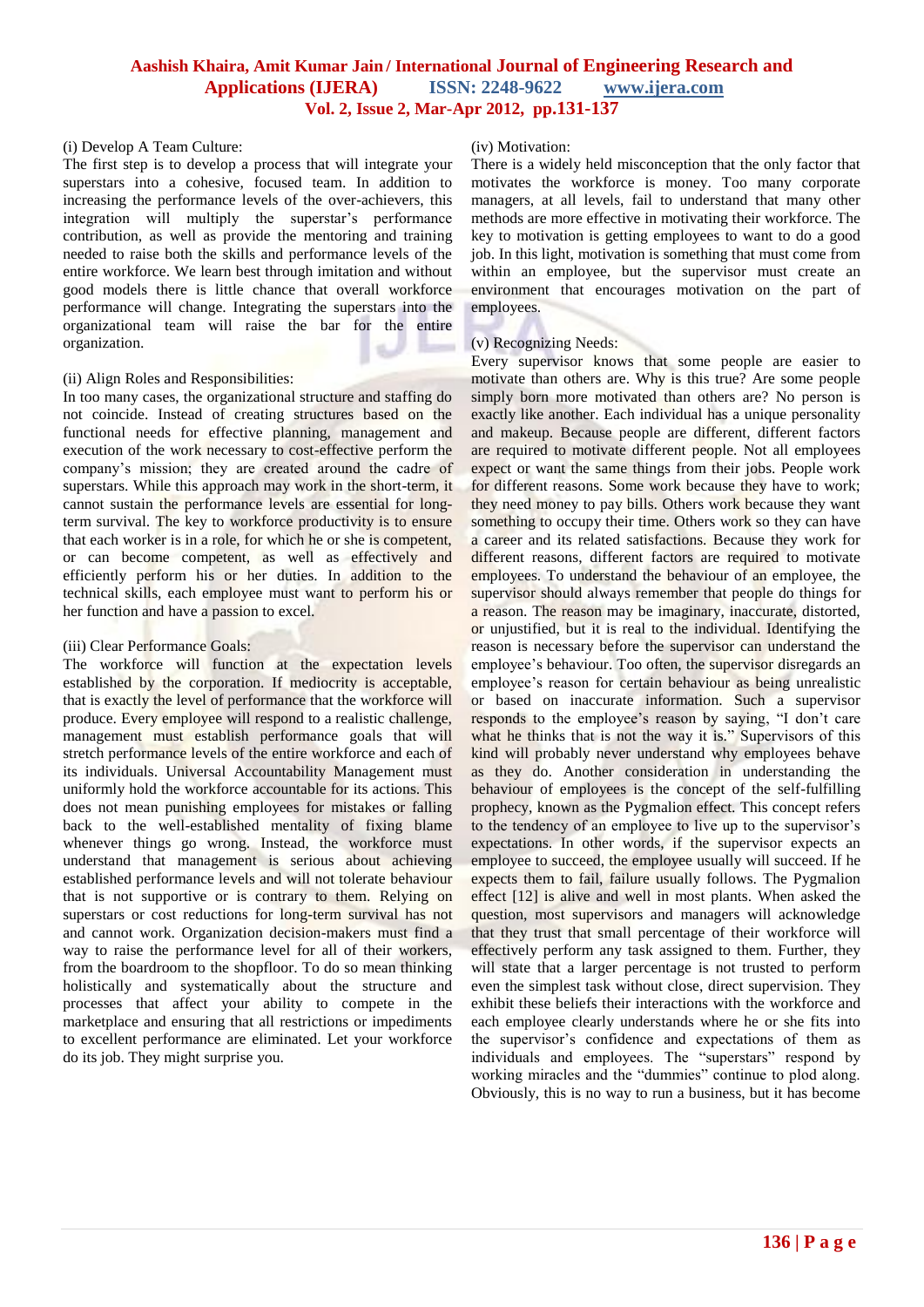(i) Develop A Team Culture:

The first step is to develop a process that will integrate your superstars into a cohesive, focused team. In addition to increasing the performance levels of the over-achievers, this integration will multiply the superstar's performance contribution, as well as provide the mentoring and training needed to raise both the skills and performance levels of the entire workforce. We learn best through imitation and without good models there is little chance that overall workforce performance will change. Integrating the superstars into the organizational team will raise the bar for the entire organization.

(ii) Align Roles and Responsibilities:

In too many cases, the organizational structure and staffing do not coincide. Instead of creating structures based on the functional needs for effective planning, management and execution of the work necessary to cost-effective perform the company's mission; they are created around the cadre of superstars. While this approach may work in the short-term, it cannot sustain the performance levels are essential for long-term survival. The key to workforce productivity is to ensure that each worker is in a role, for which he or she is competent, or can become competent, as well as effectively and efficiently perform his or her duties. In addition to the technical skills, each employee must want to perform his or her function and have a passion to excel.

(iii) Clear Performance Goals:

The workforce will function at the expectation levels established by the corporation. If mediocrity is acceptable, that is exactly the level of performance that the workforce will produce. Every employee will respond to a realistic challenge, management must establish performance goals that will stretch performance levels of the entire workforce and each of its individuals. Universal Accountability Management must uniformly hold the workforce accountable for its actions. This does not mean punishing employees for mistakes or falling back to the well-established mentality of fixing blame whenever things go wrong. Instead, the workforce must understand that management is serious about achieving established performance levels and will not tolerate behaviour that is not supportive or is contrary to them. Relying on superstars or cost reductions for long-term survival has not and cannot work. Organization decision-makers must find a way to raise the performance level for all of their workers, from the boardroom to the shopfloor. To do so mean thinking holistically and systematically about the structure and processes that affect your ability to compete in the marketplace and ensuring that all restrictions or impediments to excellent performance are eliminated. Let your workforce do its job. They might surprise you.

(iv) Motivation:

There is a widely held misconception that the only factor that motivates the workforce is money. Too many corporate managers, at all levels, fail to understand that many other methods are more effective in motivating their workforce. The key to motivation is getting employees to want to do a good job. In this light, motivation is something that must come from within an employee, but the supervisor must create an environment that encourages motivation on the part of employees.

(v) Recognizing Needs:

Every supervisor knows that some people are easier to motivate than others are. Why is this true? Are some people simply born more motivated than others are? No person is exactly like another. Each individual has a unique personality and makeup. Because people are different, different factors are required to motivate different people. Not all employees expect or want the same things from their jobs. People work for different reasons. Some work because they have to work; they need money to pay bills. Others work because they want something to occupy their time. Others work so they can have a career and its related satisfactions. Because they work for different reasons, different factors are required to motivate employees. To understand the behaviour of an employee, the supervisor should always remember that people do things for a reason. The reason may be imaginary, inaccurate, distorted, or unjustified, but it is real to the individual. Identifying the reason is necessary before the supervisor can understand the employee's behaviour. Too often, the supervisor disregards an employee's reason for certain behaviour as being unrealistic or based on inaccurate information. Such a supervisor responds to the employee's reason by saying, "I don't care what he thinks that is not the way it is." Supervisors of this kind will probably never understand why employees behave as they do. Another consideration in understanding the behaviour of employees is the concept of the self-fulfilling prophecy, known as the Pygmalion effect. This concept refers to the tendency of an employee to live up to the supervisor's expectations. In other words, if the supervisor expects an employee to succeed, the employee usually will succeed. If he expects them to fail, failure usually follows. The Pygmalion effect [12] is alive and well in most plants. When asked the question, most supervisors and managers will acknowledge that they trust that small percentage of their workforce will effectively perform any task assigned to them. Further, they will state that a larger percentage is not trusted to perform even the simplest task without close, direct supervision. They exhibit these beliefs their interactions with the workforce and each employee clearly understands where he or she fits into the supervisor's confidence and expectations of them as individuals and employees. The "superstars" respond by working miracles and the "dummies" continue to plod along. Obviously, this is no way to run a business, but it has become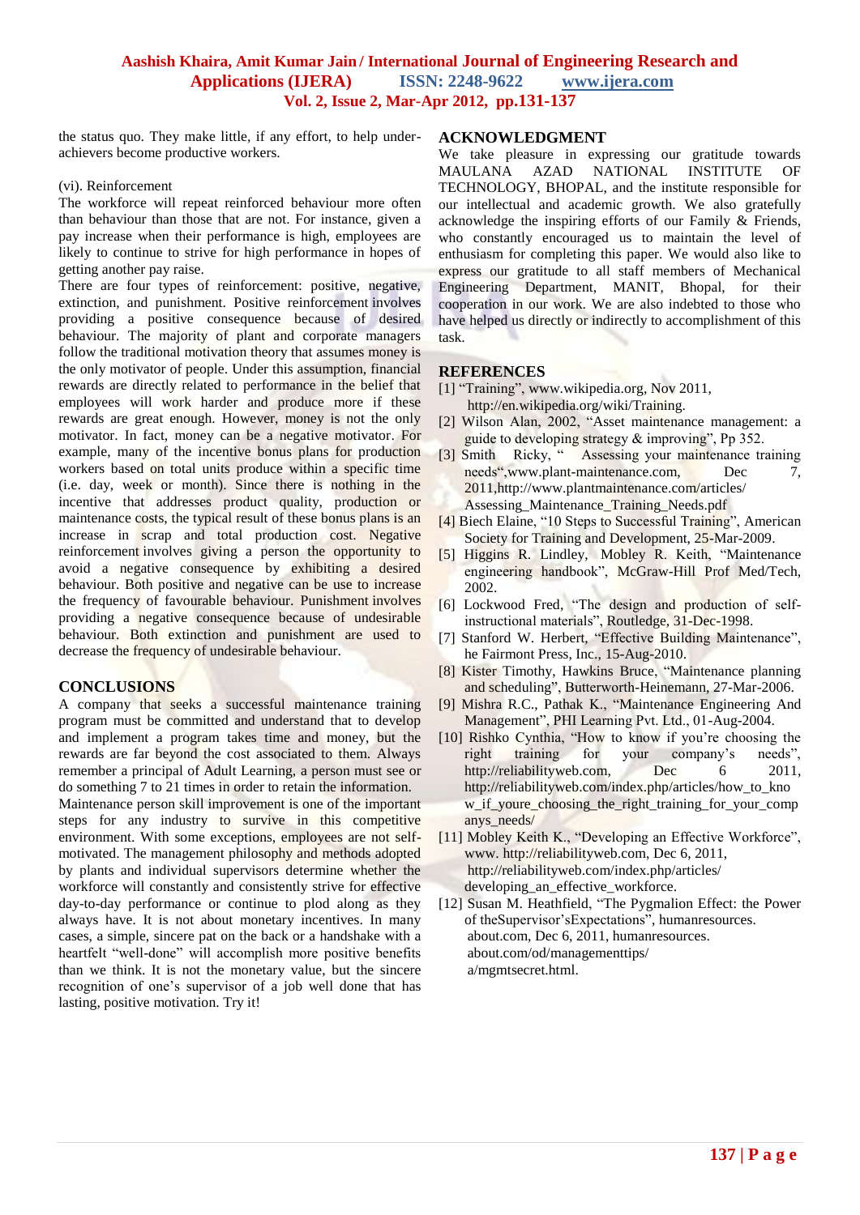the status quo. They make little, if any effort, to help under-achievers become productive workers.

(vi). Reinforcement

The workforce will repeat reinforced behaviour more often than behaviour than those that are not. For instance, given a pay increase when their performance is high, employees are likely to continue to strive for high performance in hopes of getting another pay raise.

There are four types of reinforcement: positive, negative, extinction, and punishment. Positive reinforcement involves providing a positive consequence because of desired behaviour. The majority of plant and corporate managers follow the traditional motivation theory that assumes money is the only motivator of people. Under this assumption, financial rewards are directly related to performance in the belief that employees will work harder and produce more if these rewards are great enough. However, money is not the only motivator. In fact, money can be a negative motivator. For example, many of the incentive bonus plans for production workers based on total units produce within a specific time (i.e. day, week or month). Since there is nothing in the incentive that addresses product quality, production or maintenance costs, the typical result of these bonus plans is an increase in scrap and total production cost. Negative reinforcement involves giving a person the opportunity to avoid a negative consequence by exhibiting a desired behaviour. Both positive and negative can be use to increase the frequency of favourable behaviour. Punishment involves providing a negative consequence because of undesirable behaviour. Both extinction and punishment are used to decrease the frequency of undesirable behaviour.

## CONCLUSIONS

A company that seeks a successful maintenance training program must be committed and understand that to develop and implement a program takes time and money, but the rewards are far beyond the cost associated to them. Always remember a principal of Adult Learning, a person must see or do something 7 to 21 times in order to retain the information.

Maintenance person skill improvement is one of the important steps for any industry to survive in this competitive environment. With some exceptions, employees are not self-motivated. The management philosophy and methods adopted by plants and individual supervisors determine whether the workforce will constantly and consistently strive for effective day-to-day performance or continue to plod along as they always have. It is not about monetary incentives. In many cases, a simple, sincere pat on the back or a handshake with a heartfelt "well-done" will accomplish more positive benefits than we think. It is not the monetary value, but the sincere recognition of one's supervisor of a job well done that has lasting, positive motivation. Try it!

## ACKNOWLEDGMENT

We take pleasure in expressing our gratitude towards MAULANA AZAD NATIONAL INSTITUTE OF TECHNOLOGY, BHOPAL, and the institute responsible for our intellectual and academic growth. We also gratefully acknowledge the inspiring efforts of our Family & Friends, who constantly encouraged us to maintain the level of enthusiasm for completing this paper. We would also like to express our gratitude to all staff members of Mechanical Engineering Department, MANIT, Bhopal, for their cooperation in our work. We are also indebted to those who have helped us directly or indirectly to accomplishment of this task.

## REFERENCES

[1] "Training", www.wikipedia.org, Nov 2011, http://en.wikipedia.org/wiki/Training.

[2] Wilson Alan, 2002, "Asset maintenance management: a guide to developing strategy & improving", Pp 352.

[3] Smith Ricky, " Assessing your maintenance training needs",www.plant-maintenance.com, Dec 7, 2011,http://www.plantmaintenance.com/articles/ Assessing_Maintenance_Training_Needs.pdf

[4] Biech Elaine, "10 Steps to Successful Training", American Society for Training and Development, 25-Mar-2009.

[5] Higgins R. Lindley, Mobley R. Keith, "Maintenance engineering handbook", McGraw-Hill Prof Med/Tech, 2002.

[6] Lockwood Fred, "The design and production of self-instructional materials", Routledge, 31-Dec-1998.

[7] Stanford W. Herbert, "Effective Building Maintenance", he Fairmont Press, Inc., 15-Aug-2010.

[8] Kister Timothy, Hawkins Bruce, "Maintenance planning and scheduling", Butterworth-Heinemann, 27-Mar-2006.

[9] Mishra R.C., Pathak K., "Maintenance Engineering And Management", PHI Learning Pvt. Ltd., 01-Aug-2004.

[10] Rishko Cynthia, "How to know if you're choosing the right training for your company's needs", http://reliabilityweb.com, Dec 6 2011, http://reliabilityweb.com/index.php/articles/how_to_know_if_youre_choosing_the_right_training_for_your_companys_needs/

[11] Mobley Keith K., "Developing an Effective Workforce", www. http://reliabilityweb.com, Dec 6, 2011, http://reliabilityweb.com/index.php/articles/ developing_an_effective_workforce.

[12] Susan M. Heathfield, "The Pygmalion Effect: the Power of theSupervisor'sExpectations", humanresources. about.com, Dec 6, 2011, humanresources. about.com/od/managementtips/ a/mgmtsecret.html.